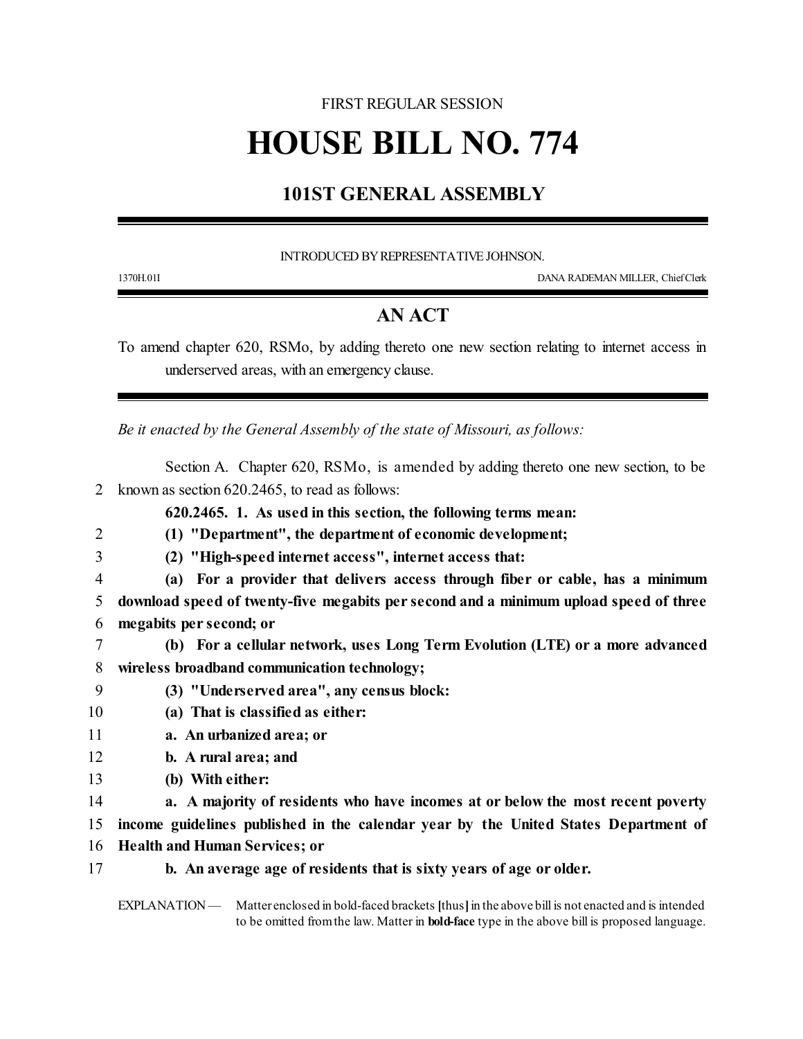FIRST REGULAR SESSION

# HOUSE BILL NO. 774

## 101ST GENERAL ASSEMBLY

INTRODUCED BY REPRESENTATIVE JOHNSON.

1370H.01I DANA RADEMAN MILLER, Chief Clerk

## AN ACT

To amend chapter 620, RSMo, by adding thereto one new section relating to internet access in underserved areas, with an emergency clause.

*Be it enacted by the General Assembly of the state of Missouri, as follows:*

Section A. Chapter 620, RSMo, is amended by adding thereto one new section, to be known as section 620.2465, to read as follows:

**620.2465. 1. As used in this section, the following terms mean:**

**(1) "Department", the department of economic development;**

**(2) "High-speed internet access", internet access that:**

**(a) For a provider that delivers access through fiber or cable, has a minimum download speed of twenty-five megabits per second and a minimum upload speed of three megabits per second; or**

**(b) For a cellular network, uses Long Term Evolution (LTE) or a more advanced wireless broadband communication technology;**

**(3) "Underserved area", any census block:**

**(a) That is classified as either:**

**a. An urbanized area; or**

**b. A rural area; and**

**(b) With either:**

**a. A majority of residents who have incomes at or below the most recent poverty income guidelines published in the calendar year by the United States Department of Health and Human Services; or**

**b. An average age of residents that is sixty years of age or older.**

EXPLANATION — Matter enclosed in bold-faced brackets **[**thus**]** in the above bill is not enacted and is intended to be omitted from the law. Matter in **bold-face** type in the above bill is proposed language.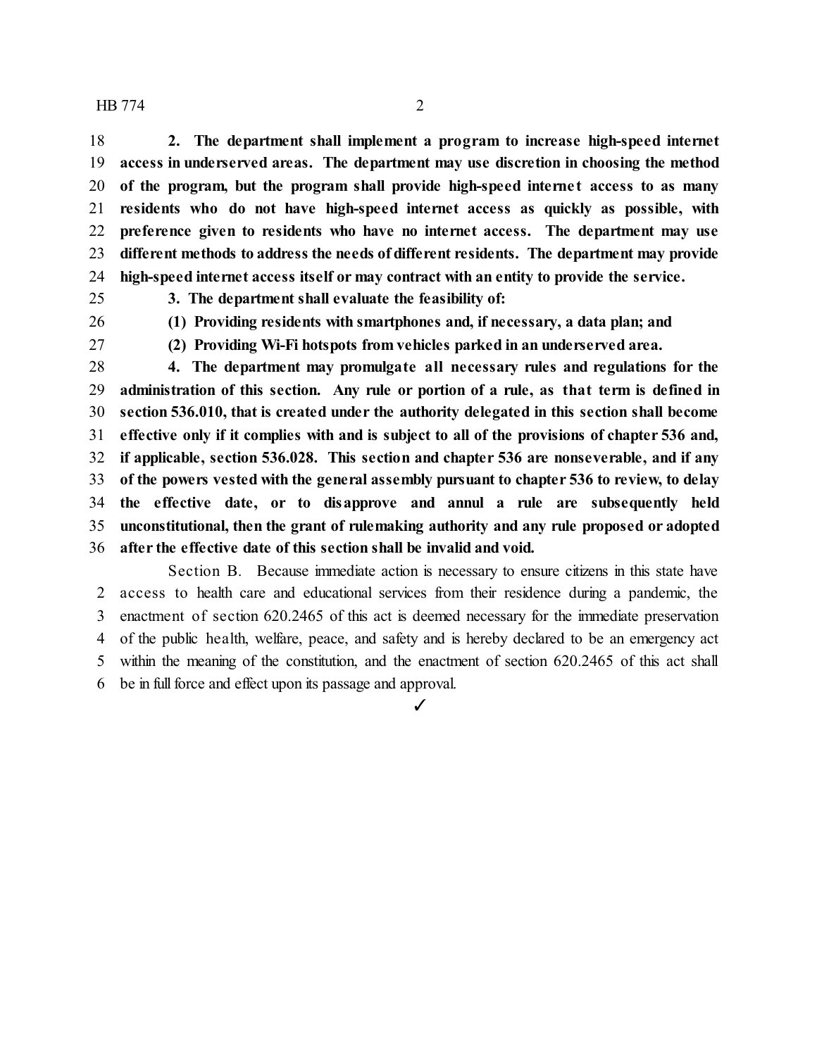**2. The department shall implement a program to increase high-speed internet access in underserved areas. The department may use discretion in choosing the method of the program, but the program shall provide high-speed internet access to as many residents who do not have high-speed internet access as quickly as possible, with preference given to residents who have no internet access. The department may use different methods to address the needs of different residents. The department may provide high-speed internet access itself or may contract with an entity to provide the service.**

**3. The department shall evaluate the feasibility of:**

**(1) Providing residents with smartphones and, if necessary, a data plan; and**

**(2) Providing Wi-Fi hotspots from vehicles parked in an underserved area.**

**4. The department may promulgate all necessary rules and regulations for the administration of this section. Any rule or portion of a rule, as that term is defined in section 536.010, that is created under the authority delegated in this section shall become effective only if it complies with and is subject to all of the provisions of chapter 536 and, if applicable, section 536.028. This section and chapter 536 are nonseverable, and if any of the powers vested with the general assembly pursuant to chapter 536 to review, to delay the effective date, or to disapprove and annul a rule are subsequently held unconstitutional, then the grant of rulemaking authority and any rule proposed or adopted after the effective date of this section shall be invalid and void.**

Section B. Because immediate action is necessary to ensure citizens in this state have access to health care and educational services from their residence during a pandemic, the enactment of section 620.2465 of this act is deemed necessary for the immediate preservation of the public health, welfare, peace, and safety and is hereby declared to be an emergency act within the meaning of the constitution, and the enactment of section 620.2465 of this act shall be in full force and effect upon its passage and approval.

✓